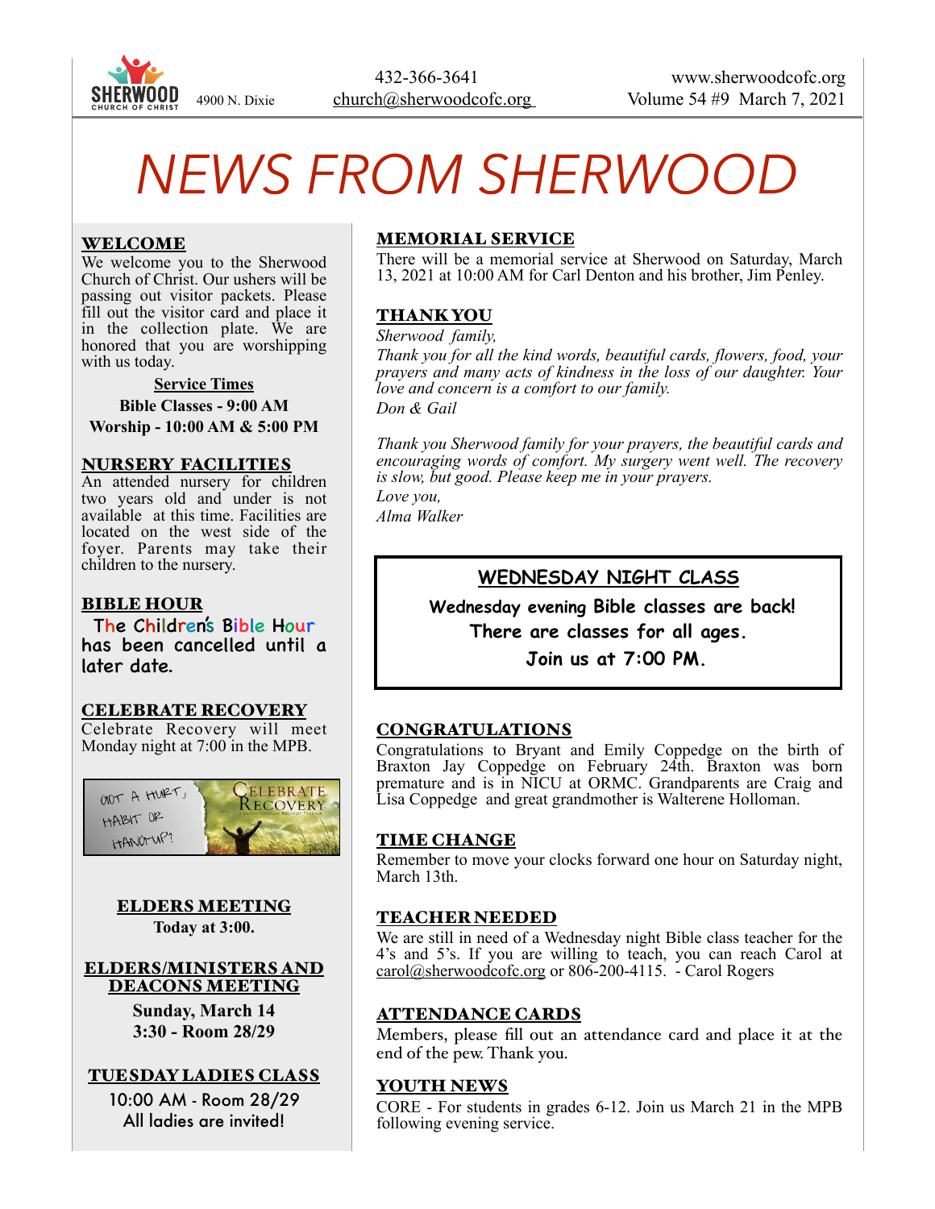SHERWOOD CHURCH OF CHRIST 4900 N. Dixie

432-366-3641
church@sherwoodcofc.org

www.sherwoodcofc.org
Volume 54 #9 March 7, 2021

# NEWS FROM SHERWOOD

## WELCOME

We welcome you to the Sherwood Church of Christ. Our ushers will be passing out visitor packets. Please fill out the visitor card and place it in the collection plate. We are honored that you are worshipping with us today.

**Service Times**

**Bible Classes - 9:00 AM**
**Worship - 10:00 AM & 5:00 PM**

## NURSERY FACILITIES

An attended nursery for children two years old and under is not available at this time. Facilities are located on the west side of the foyer. Parents may take their children to the nursery.

## BIBLE HOUR

The Children's Bible Hour has been cancelled until a later date.

## CELEBRATE RECOVERY

Celebrate Recovery will meet Monday night at 7:00 in the MPB.

GOT A HURT, HABIT OR HANGUP? CELEBRATE RECOVERY

## ELDERS MEETING

**Today at 3:00.**

## ELDERS/MINISTERS AND DEACONS MEETING

**Sunday, March 14**
**3:30 - Room 28/29**

## TUESDAY LADIES CLASS

10:00 AM - Room 28/29
All ladies are invited!

## MEMORIAL SERVICE

There will be a memorial service at Sherwood on Saturday, March 13, 2021 at 10:00 AM for Carl Denton and his brother, Jim Penley.

## THANK YOU

*Sherwood family,*
*Thank you for all the kind words, beautiful cards, flowers, food, your prayers and many acts of kindness in the loss of our daughter. Your love and concern is a comfort to our family.*
*Don & Gail*

*Thank you Sherwood family for your prayers, the beautiful cards and encouraging words of comfort. My surgery went well. The recovery is slow, but good. Please keep me in your prayers.*
*Love you,*
*Alma Walker*

## WEDNESDAY NIGHT CLASS

**Wednesday evening Bible classes are back!**
**There are classes for all ages.**
**Join us at 7:00 PM.**

## CONGRATULATIONS

Congratulations to Bryant and Emily Coppedge on the birth of Braxton Jay Coppedge on February 24th. Braxton was born premature and is in NICU at ORMC. Grandparents are Craig and Lisa Coppedge and great grandmother is Walterene Holloman.

## TIME CHANGE

Remember to move your clocks forward one hour on Saturday night, March 13th.

## TEACHER NEEDED

We are still in need of a Wednesday night Bible class teacher for the 4's and 5's. If you are willing to teach, you can reach Carol at carol@sherwoodcofc.org or 806-200-4115. - Carol Rogers

## ATTENDANCE CARDS

Members, please fill out an attendance card and place it at the end of the pew. Thank you.

## YOUTH NEWS

CORE - For students in grades 6-12. Join us March 21 in the MPB following evening service.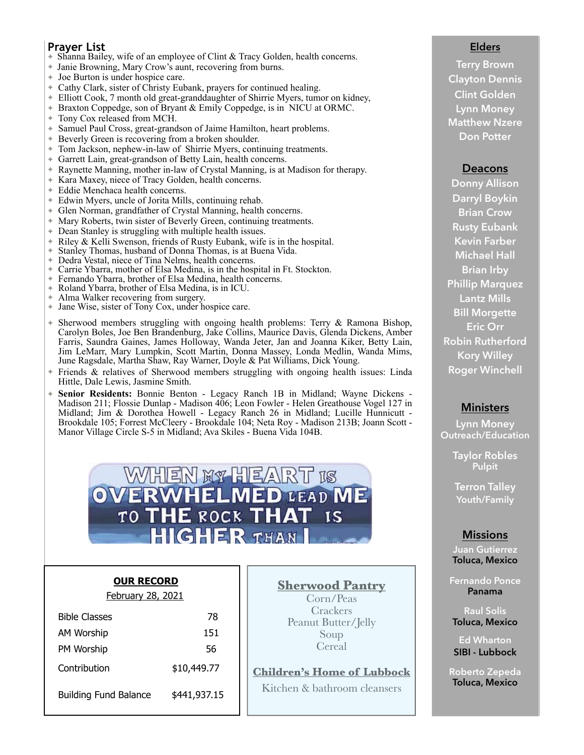## Prayer List

- Shanna Bailey, wife of an employee of Clint & Tracy Golden, health concerns.
- Janie Browning, Mary Crow's aunt, recovering from burns.
- Joe Burton is under hospice care.
- Cathy Clark, sister of Christy Eubank, prayers for continued healing.
- Elliott Cook, 7 month old great-granddaughter of Shirrie Myers, tumor on kidney,
- Braxton Coppedge, son of Bryant & Emily Coppedge, is in NICU at ORMC.
- Tony Cox released from MCH.
- Samuel Paul Cross, great-grandson of Jaime Hamilton, heart problems.
- Beverly Green is recovering from a broken shoulder.
- Tom Jackson, nephew-in-law of Shirrie Myers, continuing treatments.
- Garrett Lain, great-grandson of Betty Lain, health concerns.
- Raynette Manning, mother in-law of Crystal Manning, is at Madison for therapy.
- Kara Maxey, niece of Tracy Golden, health concerns.
- Eddie Menchaca health concerns.
- Edwin Myers, uncle of Jorita Mills, continuing rehab.
- Glen Norman, grandfather of Crystal Manning, health concerns.
- Mary Roberts, twin sister of Beverly Green, continuing treatments.
- Dean Stanley is struggling with multiple health issues.
- Riley & Kelli Swenson, friends of Rusty Eubank, wife is in the hospital.
- Stanley Thomas, husband of Donna Thomas, is at Buena Vida.
- Dedra Vestal, niece of Tina Nelms, health concerns.
- Carrie Ybarra, mother of Elsa Medina, is in the hospital in Ft. Stockton.
- Fernando Ybarra, brother of Elsa Medina, health concerns.
- Roland Ybarra, brother of Elsa Medina, is in ICU.
- Alma Walker recovering from surgery.
- Jane Wise, sister of Tony Cox, under hospice care.
- Sherwood members struggling with ongoing health problems: Terry & Ramona Bishop, Carolyn Boles, Joe Ben Brandenburg, Jake Collins, Maurice Davis, Glenda Dickens, Amber Farris, Saundra Gaines, James Holloway, Wanda Jeter, Jan and Joanna Kiker, Betty Lain, Jim LeMarr, Mary Lumpkin, Scott Martin, Donna Massey, Londa Medlin, Wanda Mims, June Ragsdale, Martha Shaw, Ray Warner, Doyle & Pat Williams, Dick Young.
- Friends & relatives of Sherwood members struggling with ongoing health issues: Linda Hittle, Dale Lewis, Jasmine Smith.
- **Senior Residents:** Bonnie Benton - Legacy Ranch 1B in Midland; Wayne Dickens - Madison 211; Flossie Dunlap - Madison 406; Leon Fowler - Helen Greathouse Vogel 127 in Midland; Jim & Dorothea Howell - Legacy Ranch 26 in Midland; Lucille Hunnicutt - Brookdale 105; Forrest McCleery - Brookdale 104; Neta Roy - Madison 213B; Joann Scott - Manor Village Circle S-5 in Midland; Ava Skiles - Buena Vida 104B.

WHEN MY HEART IS OVERWHELMED LEAD ME TO THE ROCK THAT IS HIGHER THAN I

### OUR RECORD

February 28, 2021

| | |
|---|---|
| Bible Classes | 78 |
| AM Worship | 151 |
| PM Worship | 56 |
| Contribution | $10,449.77 |
| Building Fund Balance | $441,937.15 |

### Sherwood Pantry

Corn/Peas
Crackers
Peanut Butter/Jelly
Soup
Cereal

### Children's Home of Lubbock

Kitchen & bathroom cleansers

### Elders

Terry Brown
Clayton Dennis
Clint Golden
Lynn Money
Matthew Nzere
Don Potter

### Deacons

Donny Allison
Darryl Boykin
Brian Crow
Rusty Eubank
Kevin Farber
Michael Hall
Brian Irby
Phillip Marquez
Lantz Mills
Bill Morgette
Eric Orr
Robin Rutherford
Kory Willey
Roger Winchell

### Ministers

Lynn Money
Outreach/Education

Taylor Robles
Pulpit

Terron Talley
Youth/Family

### Missions

Juan Gutierrez
Toluca, Mexico

Fernando Ponce
Panama

Raul Solis
Toluca, Mexico

Ed Wharton
SIBI - Lubbock

Roberto Zepeda
Toluca, Mexico